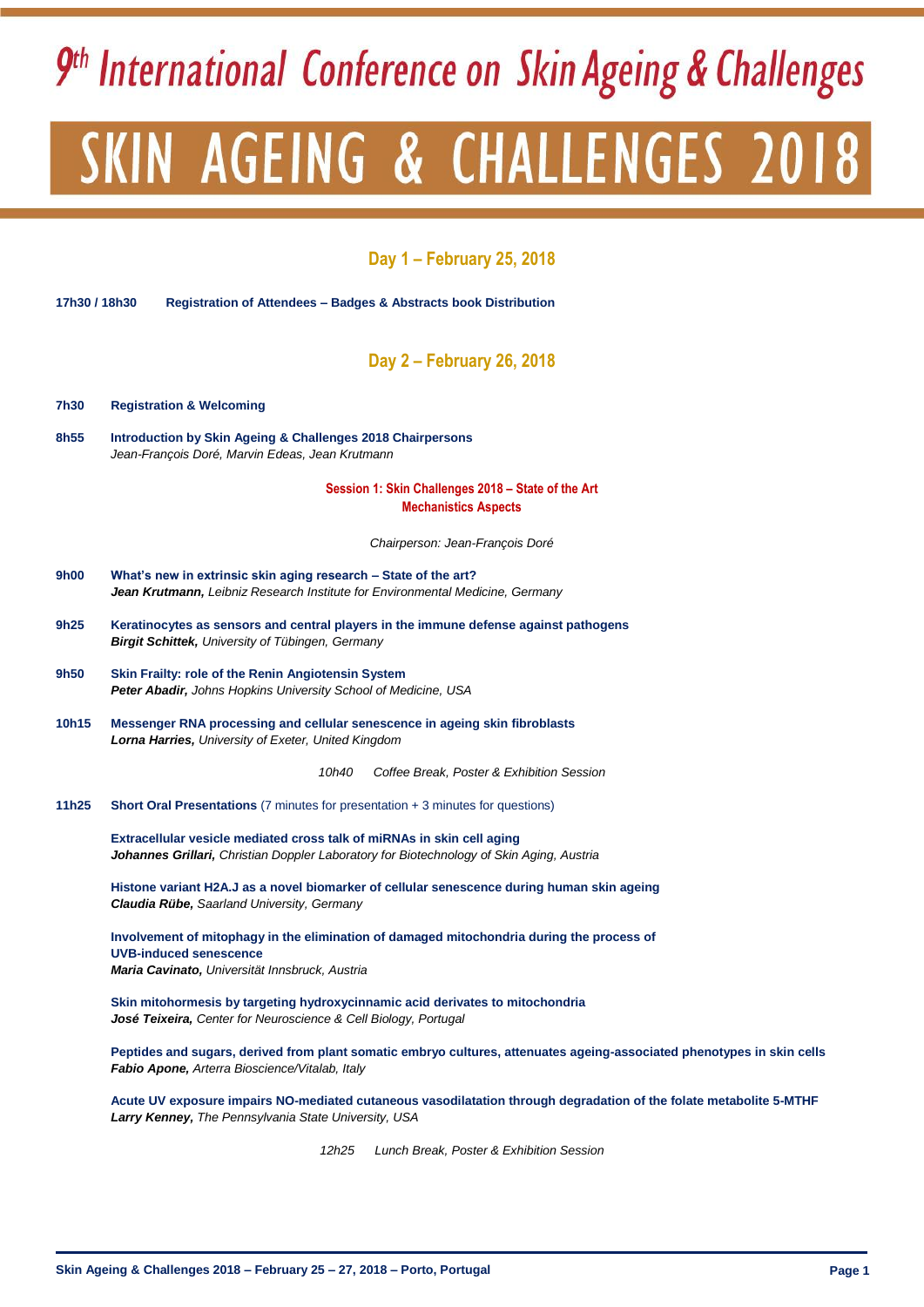# 9th International Conference on Skin Ageing & Challenges

# SKIN AGEING & CHALLENGES 2018

## Day 1 – February 25, 2018

**17h30 / 18h30** **Registration of Attendees – Badges & Abstracts book Distribution**

## Day 2 – February 26, 2018

**7h30** **Registration & Welcoming**

**8h55** **Introduction by Skin Ageing & Challenges 2018 Chairpersons**
*Jean-François Doré, Marvin Edeas, Jean Krutmann*

### Session 1: Skin Challenges 2018 – State of the Art
### Mechanistics Aspects

*Chairperson: Jean-François Doré*

**9h00** **What's new in extrinsic skin aging research – State of the art?**
***Jean Krutmann,*** *Leibniz Research Institute for Environmental Medicine, Germany*

**9h25** **Keratinocytes as sensors and central players in the immune defense against pathogens**
***Birgit Schittek,*** *University of Tübingen, Germany*

**9h50** **Skin Frailty: role of the Renin Angiotensin System**
***Peter Abadir,*** *Johns Hopkins University School of Medicine, USA*

**10h15** **Messenger RNA processing and cellular senescence in ageing skin fibroblasts**
***Lorna Harries,*** *University of Exeter, United Kingdom*

*10h40 Coffee Break, Poster & Exhibition Session*

**11h25** **Short Oral Presentations** (7 minutes for presentation + 3 minutes for questions)

**Extracellular vesicle mediated cross talk of miRNAs in skin cell aging**
***Johannes Grillari,*** *Christian Doppler Laboratory for Biotechnology of Skin Aging, Austria*

**Histone variant H2A.J as a novel biomarker of cellular senescence during human skin ageing**
***Claudia Rübe,*** *Saarland University, Germany*

**Involvement of mitophagy in the elimination of damaged mitochondria during the process of UVB-induced senescence**
***Maria Cavinato,*** *Universität Innsbruck, Austria*

**Skin mitohormesis by targeting hydroxycinnamic acid derivates to mitochondria**
***José Teixeira,*** *Center for Neuroscience & Cell Biology, Portugal*

**Peptides and sugars, derived from plant somatic embryo cultures, attenuates ageing-associated phenotypes in skin cells**
***Fabio Apone,*** *Arterra Bioscience/Vitalab, Italy*

**Acute UV exposure impairs NO-mediated cutaneous vasodilatation through degradation of the folate metabolite 5-MTHF**
***Larry Kenney,*** *The Pennsylvania State University, USA*

*12h25 Lunch Break, Poster & Exhibition Session*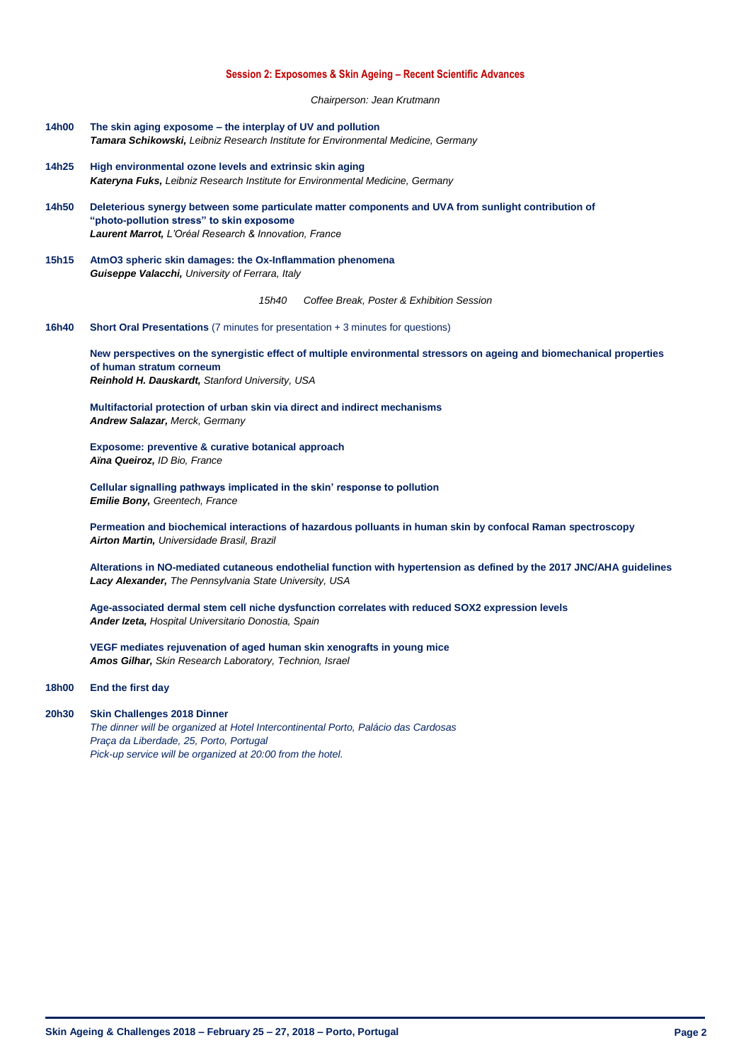## Session 2: Exposomes & Skin Ageing – Recent Scientific Advances

*Chairperson: Jean Krutmann*

**14h00** **The skin aging exposome – the interplay of UV and pollution**
***Tamara Schikowski,*** *Leibniz Research Institute for Environmental Medicine, Germany*

**14h25** **High environmental ozone levels and extrinsic skin aging**
***Kateryna Fuks,*** *Leibniz Research Institute for Environmental Medicine, Germany*

**14h50** **Deleterious synergy between some particulate matter components and UVA from sunlight contribution of "photo-pollution stress" to skin exposome**
***Laurent Marrot,*** *L'Oréal Research & Innovation, France*

**15h15** **AtmO3 spheric skin damages: the Ox-Inflammation phenomena**
***Guiseppe Valacchi,*** *University of Ferrara, Italy*

*15h40 Coffee Break, Poster & Exhibition Session*

**16h40** **Short Oral Presentations** (7 minutes for presentation + 3 minutes for questions)

**New perspectives on the synergistic effect of multiple environmental stressors on ageing and biomechanical properties of human stratum corneum**
***Reinhold H. Dauskardt,*** *Stanford University, USA*

**Multifactorial protection of urban skin via direct and indirect mechanisms**
***Andrew Salazar,*** *Merck, Germany*

**Exposome: preventive & curative botanical approach**
***Aïna Queiroz,*** *ID Bio, France*

**Cellular signalling pathways implicated in the skin' response to pollution**
***Emilie Bony,*** *Greentech, France*

**Permeation and biochemical interactions of hazardous polluants in human skin by confocal Raman spectroscopy**
***Airton Martin,*** *Universidade Brasil, Brazil*

**Alterations in NO-mediated cutaneous endothelial function with hypertension as defined by the 2017 JNC/AHA guidelines**
***Lacy Alexander,*** *The Pennsylvania State University, USA*

**Age-associated dermal stem cell niche dysfunction correlates with reduced SOX2 expression levels**
***Ander Izeta,*** *Hospital Universitario Donostia, Spain*

**VEGF mediates rejuvenation of aged human skin xenografts in young mice**
***Amos Gilhar,*** *Skin Research Laboratory, Technion, Israel*

**18h00** **End the first day**

**20h30** **Skin Challenges 2018 Dinner**
*The dinner will be organized at Hotel Intercontinental Porto, Palácio das Cardosas*
*Praça da Liberdade, 25, Porto, Portugal*
*Pick-up service will be organized at 20:00 from the hotel.*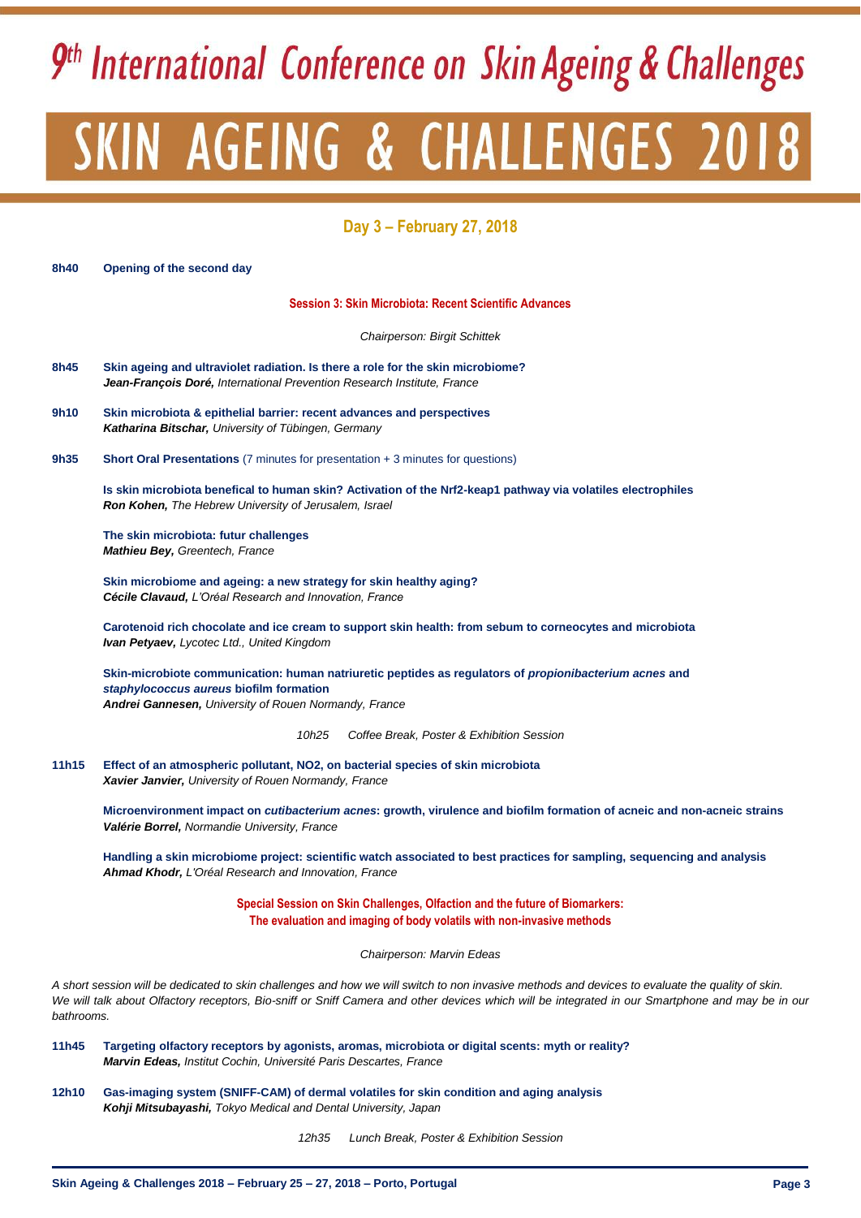# 9th International Conference on Skin Ageing & Challenges

# SKIN AGEING & CHALLENGES 2018

## Day 3 – February 27, 2018

**8h40** **Opening of the second day**

### Session 3: Skin Microbiota: Recent Scientific Advances

*Chairperson: Birgit Schittek*

**8h45** **Skin ageing and ultraviolet radiation. Is there a role for the skin microbiome?**
***Jean-François Doré,*** *International Prevention Research Institute, France*

**9h10** **Skin microbiota & epithelial barrier: recent advances and perspectives**
***Katharina Bitschar,*** *University of Tübingen, Germany*

**9h35** **Short Oral Presentations** (7 minutes for presentation + 3 minutes for questions)

**Is skin microbiota benefical to human skin? Activation of the Nrf2-keap1 pathway via volatiles electrophiles**
***Ron Kohen,*** *The Hebrew University of Jerusalem, Israel*

**The skin microbiota: futur challenges**
***Mathieu Bey,*** *Greentech, France*

**Skin microbiome and ageing: a new strategy for skin healthy aging?**
***Cécile Clavaud,*** *L'Oréal Research and Innovation, France*

**Carotenoid rich chocolate and ice cream to support skin health: from sebum to corneocytes and microbiota**
***Ivan Petyaev,*** *Lycotec Ltd., United Kingdom*

**Skin-microbiote communication: human natriuretic peptides as regulators of *propionibacterium acnes* and *staphylococcus aureus* biofilm formation**
***Andrei Gannesen,*** *University of Rouen Normandy, France*

*10h25 Coffee Break, Poster & Exhibition Session*

**11h15** **Effect of an atmospheric pollutant, NO2, on bacterial species of skin microbiota**
***Xavier Janvier,*** *University of Rouen Normandy, France*

**Microenvironment impact on *cutibacterium acnes*: growth, virulence and biofilm formation of acneic and non-acneic strains**
***Valérie Borrel,*** *Normandie University, France*

**Handling a skin microbiome project: scientific watch associated to best practices for sampling, sequencing and analysis**
***Ahmad Khodr,*** *L'Oréal Research and Innovation, France*

### Special Session on Skin Challenges, Olfaction and the future of Biomarkers: The evaluation and imaging of body volatils with non-invasive methods

*Chairperson: Marvin Edeas*

*A short session will be dedicated to skin challenges and how we will switch to non invasive methods and devices to evaluate the quality of skin. We will talk about Olfactory receptors, Bio-sniff or Sniff Camera and other devices which will be integrated in our Smartphone and may be in our bathrooms.*

**11h45** **Targeting olfactory receptors by agonists, aromas, microbiota or digital scents: myth or reality?**
***Marvin Edeas,*** *Institut Cochin, Université Paris Descartes, France*

**12h10** **Gas-imaging system (SNIFF-CAM) of dermal volatiles for skin condition and aging analysis**
***Kohji Mitsubayashi,*** *Tokyo Medical and Dental University, Japan*

*12h35 Lunch Break, Poster & Exhibition Session*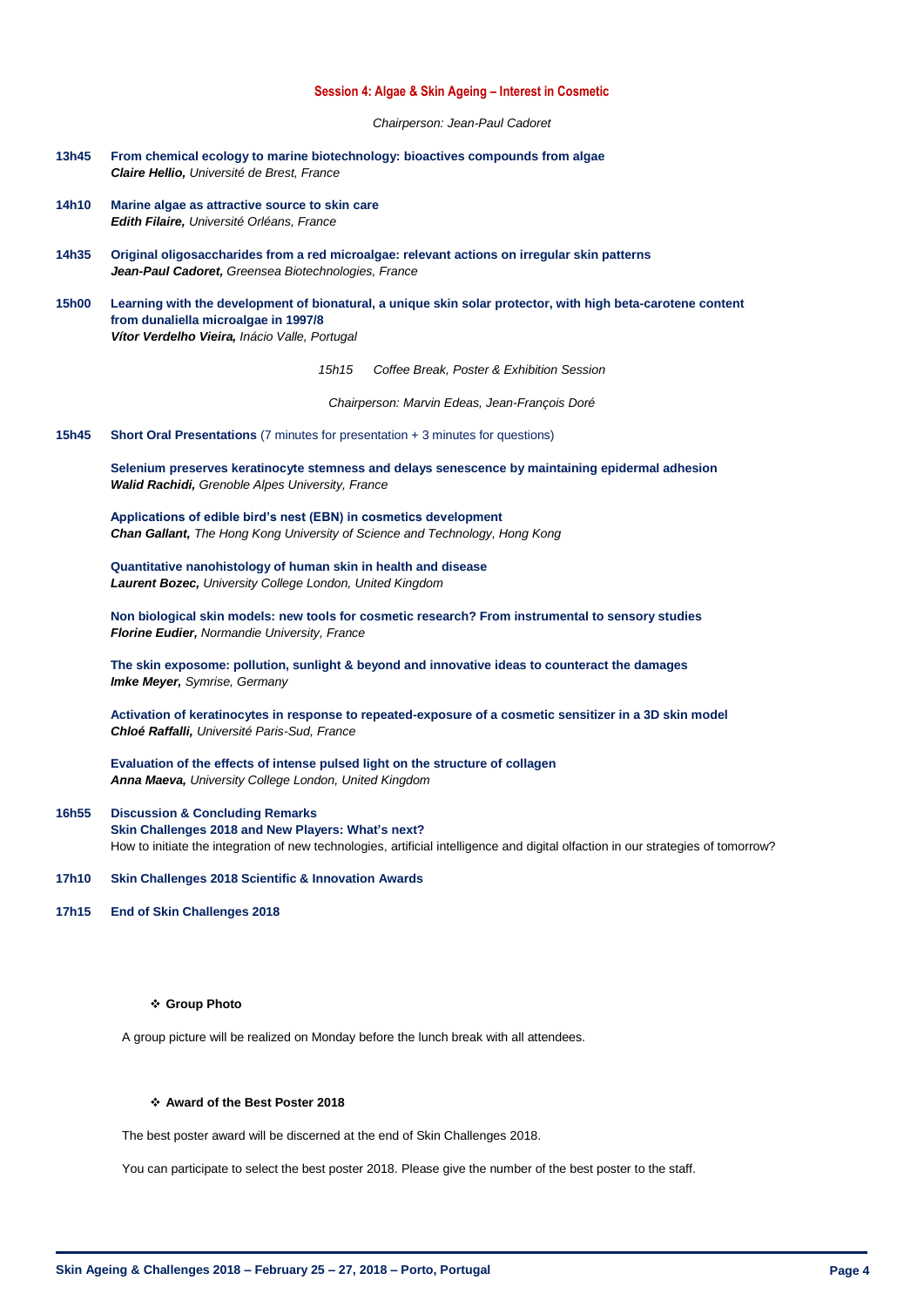### Session 4: Algae & Skin Ageing – Interest in Cosmetic

*Chairperson: Jean-Paul Cadoret*

**13h45** **From chemical ecology to marine biotechnology: bioactives compounds from algae**
***Claire Hellio,*** *Université de Brest, France*

**14h10** **Marine algae as attractive source to skin care**
***Edith Filaire,*** *Université Orléans, France*

**14h35** **Original oligosaccharides from a red microalgae: relevant actions on irregular skin patterns**
***Jean-Paul Cadoret,*** *Greensea Biotechnologies, France*

**15h00** **Learning with the development of bionatural, a unique skin solar protector, with high beta-carotene content from dunaliella microalgae in 1997/8**
***Vítor Verdelho Vieira,*** *Inácio Valle, Portugal*

*15h15 Coffee Break, Poster & Exhibition Session*

*Chairperson: Marvin Edeas, Jean-François Doré*

**15h45** **Short Oral Presentations** (7 minutes for presentation + 3 minutes for questions)

**Selenium preserves keratinocyte stemness and delays senescence by maintaining epidermal adhesion**
***Walid Rachidi,*** *Grenoble Alpes University, France*

**Applications of edible bird's nest (EBN) in cosmetics development**
***Chan Gallant,*** *The Hong Kong University of Science and Technology, Hong Kong*

**Quantitative nanohistology of human skin in health and disease**
***Laurent Bozec,*** *University College London, United Kingdom*

**Non biological skin models: new tools for cosmetic research? From instrumental to sensory studies**
***Florine Eudier,*** *Normandie University, France*

**The skin exposome: pollution, sunlight & beyond and innovative ideas to counteract the damages**
***Imke Meyer,*** *Symrise, Germany*

**Activation of keratinocytes in response to repeated-exposure of a cosmetic sensitizer in a 3D skin model**
***Chloé Raffalli,*** *Université Paris-Sud, France*

**Evaluation of the effects of intense pulsed light on the structure of collagen**
***Anna Maeva,*** *University College London, United Kingdom*

**16h55** **Discussion & Concluding Remarks**
**Skin Challenges 2018 and New Players: What's next?**
How to initiate the integration of new technologies, artificial intelligence and digital olfaction in our strategies of tomorrow?

**17h10** **Skin Challenges 2018 Scientific & Innovation Awards**

**17h15** **End of Skin Challenges 2018**

- **Group Photo**

A group picture will be realized on Monday before the lunch break with all attendees.

- **Award of the Best Poster 2018**

The best poster award will be discerned at the end of Skin Challenges 2018.

You can participate to select the best poster 2018. Please give the number of the best poster to the staff.